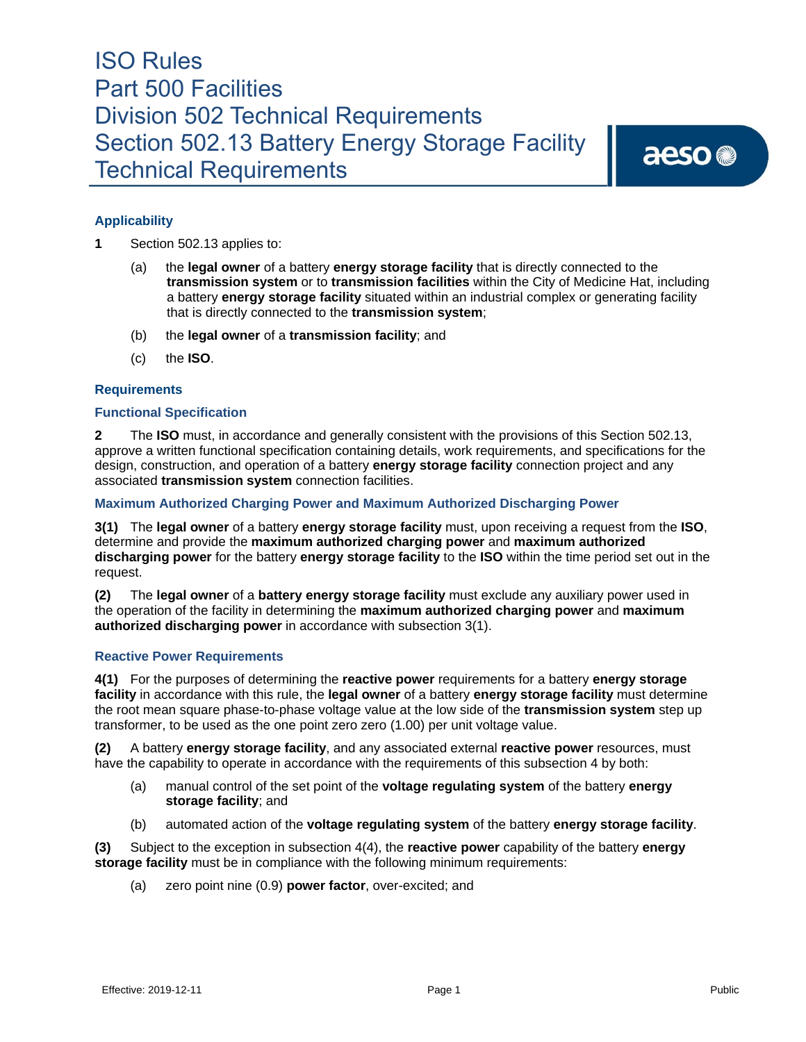# ISO Rules
# Part 500 Facilities
# Division 502 Technical Requirements
# Section 502.13 Battery Energy Storage Facility Technical Requirements

## Applicability

**1** Section 502.13 applies to:

(a) the **legal owner** of a battery **energy storage facility** that is directly connected to the **transmission system** or to **transmission facilities** within the City of Medicine Hat, including a battery **energy storage facility** situated within an industrial complex or generating facility that is directly connected to the **transmission system**;

(b) the **legal owner** of a **transmission facility**; and

(c) the **ISO**.

## Requirements

### Functional Specification

**2** The **ISO** must, in accordance and generally consistent with the provisions of this Section 502.13, approve a written functional specification containing details, work requirements, and specifications for the design, construction, and operation of a battery **energy storage facility** connection project and any associated **transmission system** connection facilities.

### Maximum Authorized Charging Power and Maximum Authorized Discharging Power

**3(1)** The **legal owner** of a battery **energy storage facility** must, upon receiving a request from the **ISO**, determine and provide the **maximum authorized charging power** and **maximum authorized discharging power** for the battery **energy storage facility** to the **ISO** within the time period set out in the request.

**(2)** The **legal owner** of a **battery energy storage facility** must exclude any auxiliary power used in the operation of the facility in determining the **maximum authorized charging power** and **maximum authorized discharging power** in accordance with subsection 3(1).

### Reactive Power Requirements

**4(1)** For the purposes of determining the **reactive power** requirements for a battery **energy storage facility** in accordance with this rule, the **legal owner** of a battery **energy storage facility** must determine the root mean square phase-to-phase voltage value at the low side of the **transmission system** step up transformer, to be used as the one point zero zero (1.00) per unit voltage value.

**(2)** A battery **energy storage facility**, and any associated external **reactive power** resources, must have the capability to operate in accordance with the requirements of this subsection 4 by both:

(a) manual control of the set point of the **voltage regulating system** of the battery **energy storage facility**; and

(b) automated action of the **voltage regulating system** of the battery **energy storage facility**.

**(3)** Subject to the exception in subsection 4(4), the **reactive power** capability of the battery **energy storage facility** must be in compliance with the following minimum requirements:

(a) zero point nine (0.9) **power factor**, over-excited; and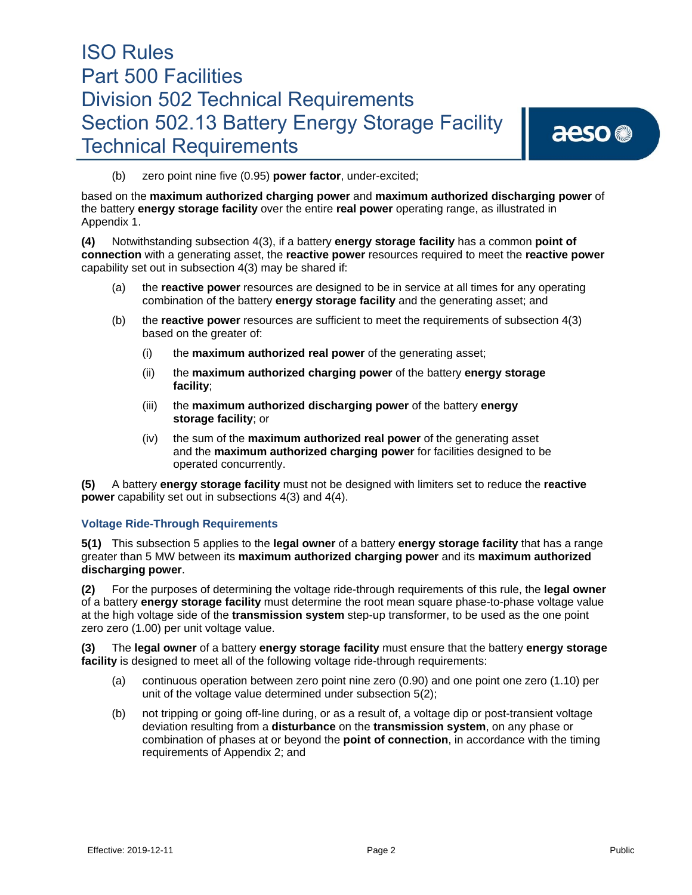(b) zero point nine five (0.95) **power factor**, under-excited;

based on the **maximum authorized charging power** and **maximum authorized discharging power** of the battery **energy storage facility** over the entire **real power** operating range, as illustrated in Appendix 1.

**(4)** Notwithstanding subsection 4(3), if a battery **energy storage facility** has a common **point of connection** with a generating asset, the **reactive power** resources required to meet the **reactive power** capability set out in subsection 4(3) may be shared if:

(a) the **reactive power** resources are designed to be in service at all times for any operating combination of the battery **energy storage facility** and the generating asset; and

(b) the **reactive power** resources are sufficient to meet the requirements of subsection 4(3) based on the greater of:

(i) the **maximum authorized real power** of the generating asset;

(ii) the **maximum authorized charging power** of the battery **energy storage facility**;

(iii) the **maximum authorized discharging power** of the battery **energy storage facility**; or

(iv) the sum of the **maximum authorized real power** of the generating asset and the **maximum authorized charging power** for facilities designed to be operated concurrently.

**(5)** A battery **energy storage facility** must not be designed with limiters set to reduce the **reactive power** capability set out in subsections 4(3) and 4(4).

### Voltage Ride-Through Requirements

**5(1)** This subsection 5 applies to the **legal owner** of a battery **energy storage facility** that has a range greater than 5 MW between its **maximum authorized charging power** and its **maximum authorized discharging power**.

**(2)** For the purposes of determining the voltage ride-through requirements of this rule, the **legal owner** of a battery **energy storage facility** must determine the root mean square phase-to-phase voltage value at the high voltage side of the **transmission system** step-up transformer, to be used as the one point zero zero (1.00) per unit voltage value.

**(3)** The **legal owner** of a battery **energy storage facility** must ensure that the battery **energy storage facility** is designed to meet all of the following voltage ride-through requirements:

(a) continuous operation between zero point nine zero (0.90) and one point one zero (1.10) per unit of the voltage value determined under subsection 5(2);

(b) not tripping or going off-line during, or as a result of, a voltage dip or post-transient voltage deviation resulting from a **disturbance** on the **transmission system**, on any phase or combination of phases at or beyond the **point of connection**, in accordance with the timing requirements of Appendix 2; and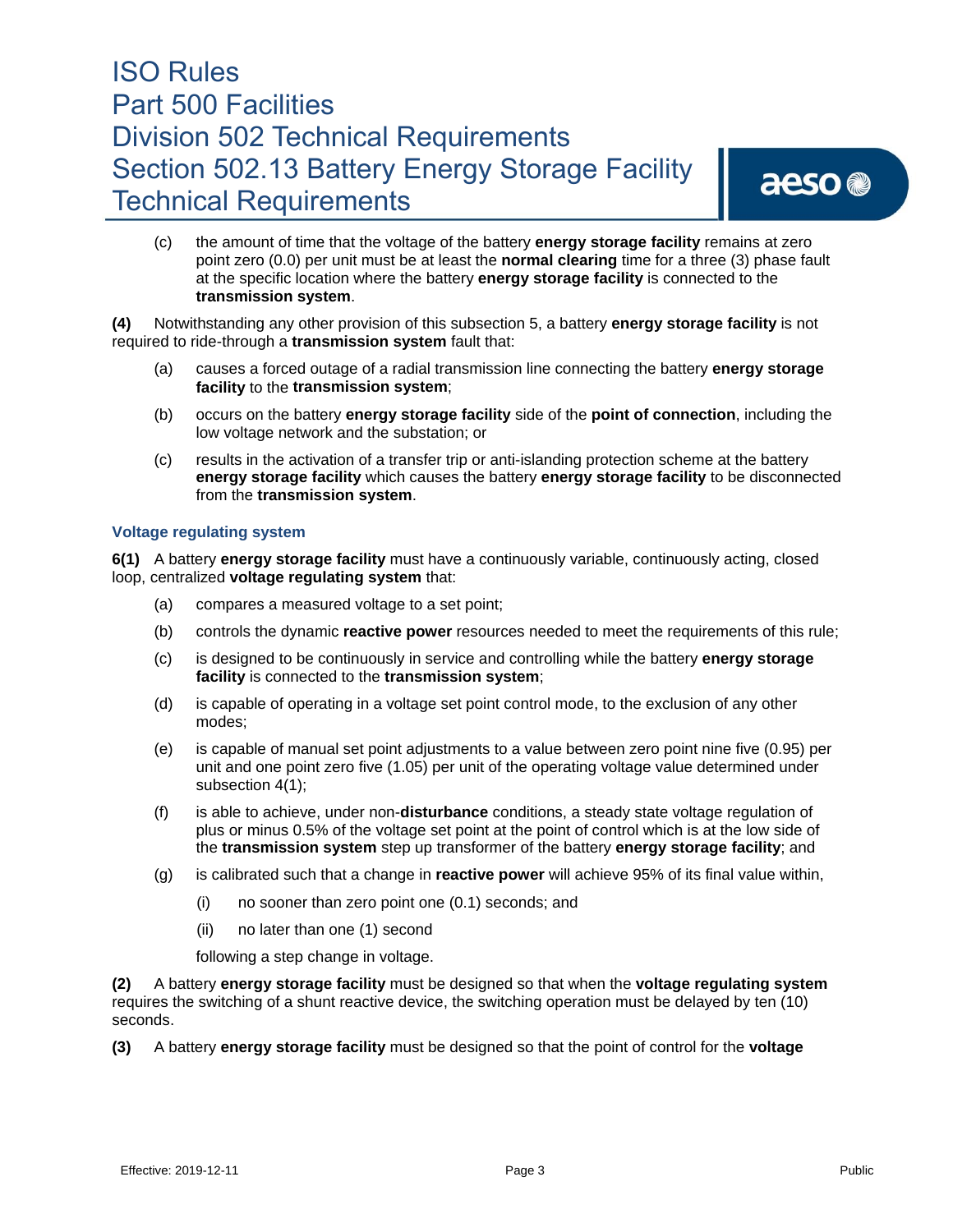(c) the amount of time that the voltage of the battery **energy storage facility** remains at zero point zero (0.0) per unit must be at least the **normal clearing** time for a three (3) phase fault at the specific location where the battery **energy storage facility** is connected to the **transmission system**.

**(4)** Notwithstanding any other provision of this subsection 5, a battery **energy storage facility** is not required to ride-through a **transmission system** fault that:

(a) causes a forced outage of a radial transmission line connecting the battery **energy storage facility** to the **transmission system**;

(b) occurs on the battery **energy storage facility** side of the **point of connection**, including the low voltage network and the substation; or

(c) results in the activation of a transfer trip or anti-islanding protection scheme at the battery **energy storage facility** which causes the battery **energy storage facility** to be disconnected from the **transmission system**.

### Voltage regulating system

**6(1)** A battery **energy storage facility** must have a continuously variable, continuously acting, closed loop, centralized **voltage regulating system** that:

(a) compares a measured voltage to a set point;

(b) controls the dynamic **reactive power** resources needed to meet the requirements of this rule;

(c) is designed to be continuously in service and controlling while the battery **energy storage facility** is connected to the **transmission system**;

(d) is capable of operating in a voltage set point control mode, to the exclusion of any other modes;

(e) is capable of manual set point adjustments to a value between zero point nine five (0.95) per unit and one point zero five (1.05) per unit of the operating voltage value determined under subsection 4(1);

(f) is able to achieve, under non-**disturbance** conditions, a steady state voltage regulation of plus or minus 0.5% of the voltage set point at the point of control which is at the low side of the **transmission system** step up transformer of the battery **energy storage facility**; and

(g) is calibrated such that a change in **reactive power** will achieve 95% of its final value within,

(i) no sooner than zero point one (0.1) seconds; and

(ii) no later than one (1) second

following a step change in voltage.

**(2)** A battery **energy storage facility** must be designed so that when the **voltage regulating system** requires the switching of a shunt reactive device, the switching operation must be delayed by ten (10) seconds.

**(3)** A battery **energy storage facility** must be designed so that the point of control for the **voltage**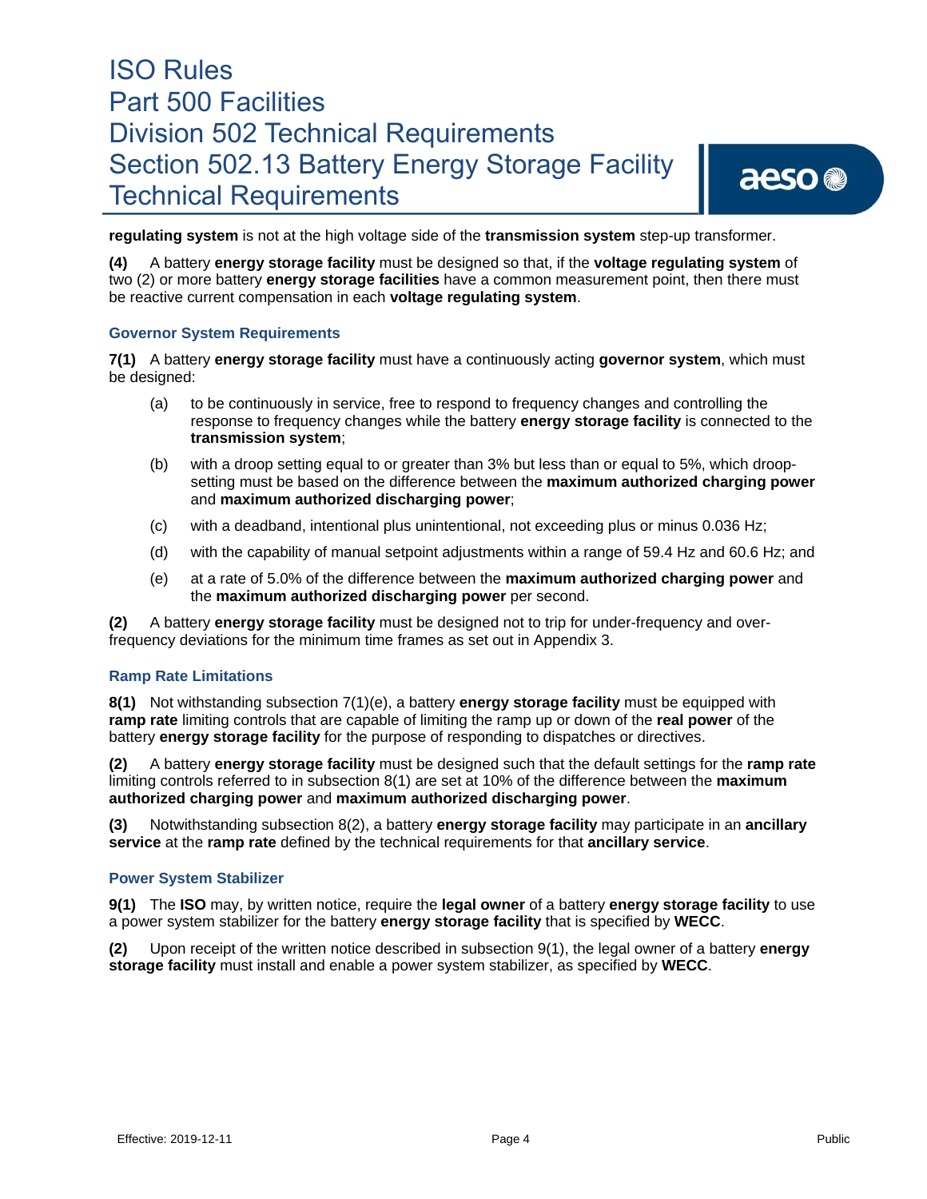**regulating system** is not at the high voltage side of the **transmission system** step-up transformer.

**(4)** A battery **energy storage facility** must be designed so that, if the **voltage regulating system** of two (2) or more battery **energy storage facilities** have a common measurement point, then there must be reactive current compensation in each **voltage regulating system**.

### Governor System Requirements

**7(1)** A battery **energy storage facility** must have a continuously acting **governor system**, which must be designed:

- (a) to be continuously in service, free to respond to frequency changes and controlling the response to frequency changes while the battery **energy storage facility** is connected to the **transmission system**;
- (b) with a droop setting equal to or greater than 3% but less than or equal to 5%, which droop-setting must be based on the difference between the **maximum authorized charging power** and **maximum authorized discharging power**;
- (c) with a deadband, intentional plus unintentional, not exceeding plus or minus 0.036 Hz;
- (d) with the capability of manual setpoint adjustments within a range of 59.4 Hz and 60.6 Hz; and
- (e) at a rate of 5.0% of the difference between the **maximum authorized charging power** and the **maximum authorized discharging power** per second.

**(2)** A battery **energy storage facility** must be designed not to trip for under-frequency and over-frequency deviations for the minimum time frames as set out in Appendix 3.

### Ramp Rate Limitations

**8(1)** Not withstanding subsection 7(1)(e), a battery **energy storage facility** must be equipped with **ramp rate** limiting controls that are capable of limiting the ramp up or down of the **real power** of the battery **energy storage facility** for the purpose of responding to dispatches or directives.

**(2)** A battery **energy storage facility** must be designed such that the default settings for the **ramp rate** limiting controls referred to in subsection 8(1) are set at 10% of the difference between the **maximum authorized charging power** and **maximum authorized discharging power**.

**(3)** Notwithstanding subsection 8(2), a battery **energy storage facility** may participate in an **ancillary service** at the **ramp rate** defined by the technical requirements for that **ancillary service**.

### Power System Stabilizer

**9(1)** The **ISO** may, by written notice, require the **legal owner** of a battery **energy storage facility** to use a power system stabilizer for the battery **energy storage facility** that is specified by **WECC**.

**(2)** Upon receipt of the written notice described in subsection 9(1), the legal owner of a battery **energy storage facility** must install and enable a power system stabilizer, as specified by **WECC**.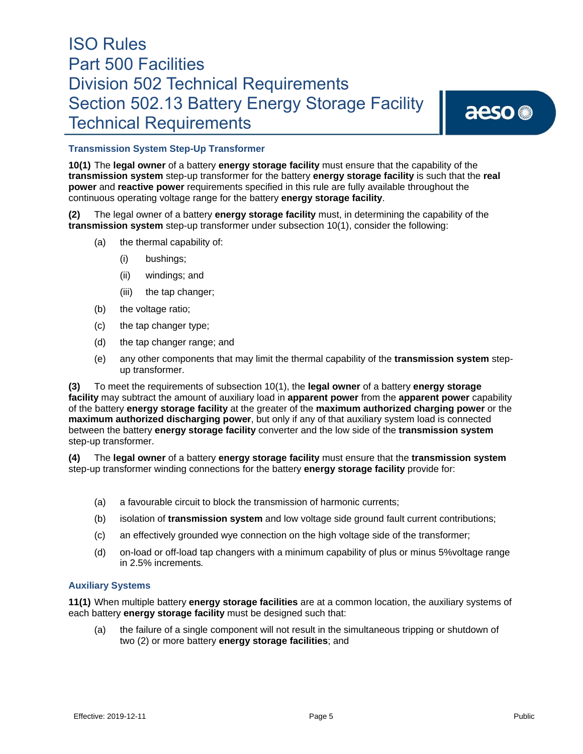### Transmission System Step-Up Transformer

**10(1)** The **legal owner** of a battery **energy storage facility** must ensure that the capability of the **transmission system** step-up transformer for the battery **energy storage facility** is such that the **real power** and **reactive power** requirements specified in this rule are fully available throughout the continuous operating voltage range for the battery **energy storage facility**.

**(2)** The legal owner of a battery **energy storage facility** must, in determining the capability of the **transmission system** step-up transformer under subsection 10(1), consider the following:

- (a) the thermal capability of:
  - (i) bushings;
  - (ii) windings; and
  - (iii) the tap changer;
- (b) the voltage ratio;
- (c) the tap changer type;
- (d) the tap changer range; and
- (e) any other components that may limit the thermal capability of the **transmission system** step-up transformer.

**(3)** To meet the requirements of subsection 10(1), the **legal owner** of a battery **energy storage facility** may subtract the amount of auxiliary load in **apparent power** from the **apparent power** capability of the battery **energy storage facility** at the greater of the **maximum authorized charging power** or the **maximum authorized discharging power**, but only if any of that auxiliary system load is connected between the battery **energy storage facility** converter and the low side of the **transmission system** step-up transformer.

**(4)** The **legal owner** of a battery **energy storage facility** must ensure that the **transmission system** step-up transformer winding connections for the battery **energy storage facility** provide for:

- (a) a favourable circuit to block the transmission of harmonic currents;
- (b) isolation of **transmission system** and low voltage side ground fault current contributions;
- (c) an effectively grounded wye connection on the high voltage side of the transformer;
- (d) on-load or off-load tap changers with a minimum capability of plus or minus 5%voltage range in 2.5% increments.

### Auxiliary Systems

**11(1)** When multiple battery **energy storage facilities** are at a common location, the auxiliary systems of each battery **energy storage facility** must be designed such that:

- (a) the failure of a single component will not result in the simultaneous tripping or shutdown of two (2) or more battery **energy storage facilities**; and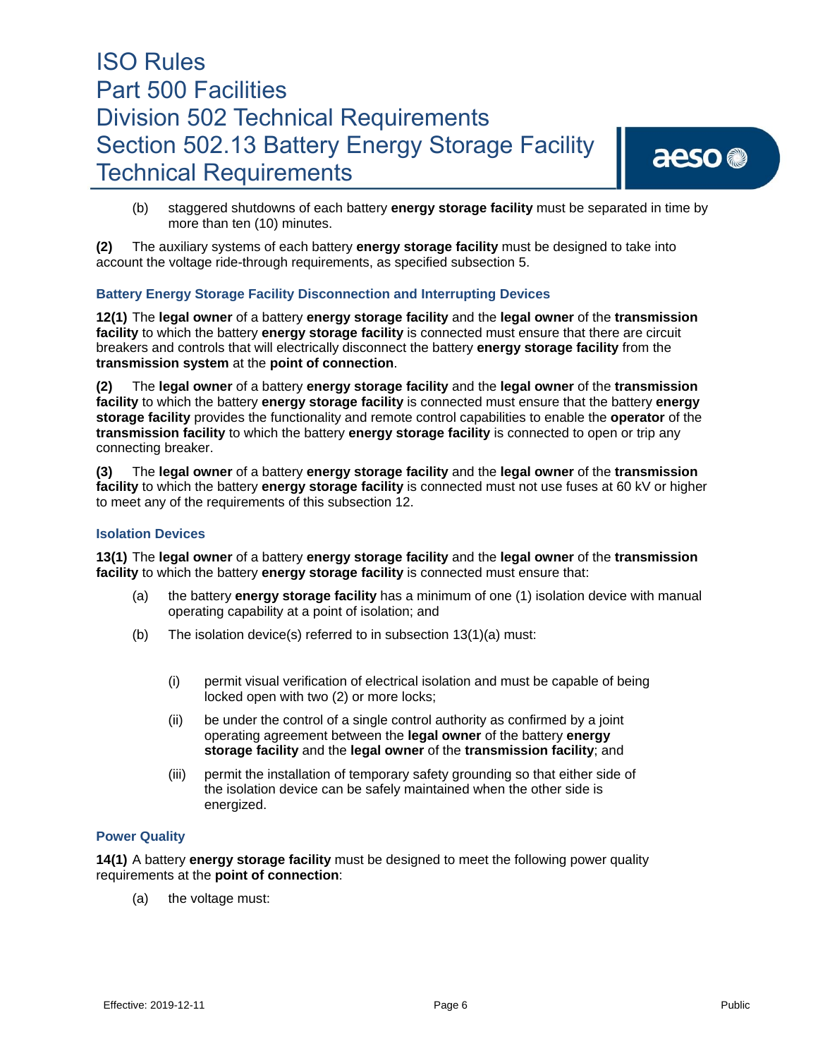(b) staggered shutdowns of each battery **energy storage facility** must be separated in time by more than ten (10) minutes.

**(2)** The auxiliary systems of each battery **energy storage facility** must be designed to take into account the voltage ride-through requirements, as specified subsection 5.

### Battery Energy Storage Facility Disconnection and Interrupting Devices

**12(1)** The **legal owner** of a battery **energy storage facility** and the **legal owner** of the **transmission facility** to which the battery **energy storage facility** is connected must ensure that there are circuit breakers and controls that will electrically disconnect the battery **energy storage facility** from the **transmission system** at the **point of connection**.

**(2)** The **legal owner** of a battery **energy storage facility** and the **legal owner** of the **transmission facility** to which the battery **energy storage facility** is connected must ensure that the battery **energy storage facility** provides the functionality and remote control capabilities to enable the **operator** of the **transmission facility** to which the battery **energy storage facility** is connected to open or trip any connecting breaker.

**(3)** The **legal owner** of a battery **energy storage facility** and the **legal owner** of the **transmission facility** to which the battery **energy storage facility** is connected must not use fuses at 60 kV or higher to meet any of the requirements of this subsection 12.

### Isolation Devices

**13(1)** The **legal owner** of a battery **energy storage facility** and the **legal owner** of the **transmission facility** to which the battery **energy storage facility** is connected must ensure that:

(a) the battery **energy storage facility** has a minimum of one (1) isolation device with manual operating capability at a point of isolation; and

(b) The isolation device(s) referred to in subsection 13(1)(a) must:

  (i) permit visual verification of electrical isolation and must be capable of being locked open with two (2) or more locks;

  (ii) be under the control of a single control authority as confirmed by a joint operating agreement between the **legal owner** of the battery **energy storage facility** and the **legal owner** of the **transmission facility**; and

  (iii) permit the installation of temporary safety grounding so that either side of the isolation device can be safely maintained when the other side is energized.

### Power Quality

**14(1)** A battery **energy storage facility** must be designed to meet the following power quality requirements at the **point of connection**:

(a) the voltage must: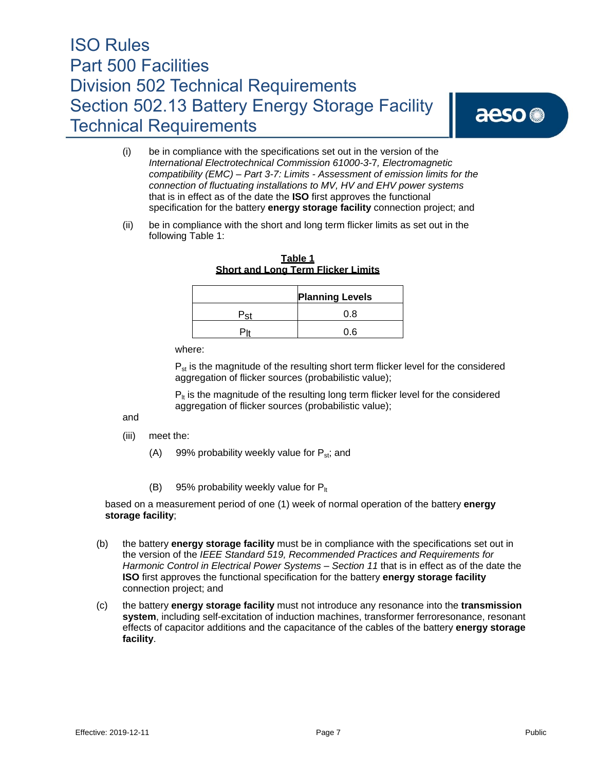(i) be in compliance with the specifications set out in the version of the *International Electrotechnical Commission 61000-3-7, Electromagnetic compatibility (EMC) – Part 3-7: Limits - Assessment of emission limits for the connection of fluctuating installations to MV, HV and EHV power systems* that is in effect as of the date the **ISO** first approves the functional specification for the battery **energy storage facility** connection project; and

(ii) be in compliance with the short and long term flicker limits as set out in the following Table 1:

**Table 1**
**Short and Long Term Flicker Limits**

| | **Planning Levels** |
|---|---|
| $P_{st}$ | 0.8 |
| $P_{lt}$ | 0.6 |

where:

$P_{st}$ is the magnitude of the resulting short term flicker level for the considered aggregation of flicker sources (probabilistic value);

$P_{lt}$ is the magnitude of the resulting long term flicker level for the considered aggregation of flicker sources (probabilistic value);

and

(iii) meet the:

(A) 99% probability weekly value for $P_{st}$; and

(B) 95% probability weekly value for $P_{lt}$

based on a measurement period of one (1) week of normal operation of the battery **energy storage facility**;

(b) the battery **energy storage facility** must be in compliance with the specifications set out in the version of the *IEEE Standard 519, Recommended Practices and Requirements for Harmonic Control in Electrical Power Systems – Section 11* that is in effect as of the date the **ISO** first approves the functional specification for the battery **energy storage facility** connection project; and

(c) the battery **energy storage facility** must not introduce any resonance into the **transmission system**, including self-excitation of induction machines, transformer ferroresonance, resonant effects of capacitor additions and the capacitance of the cables of the battery **energy storage facility**.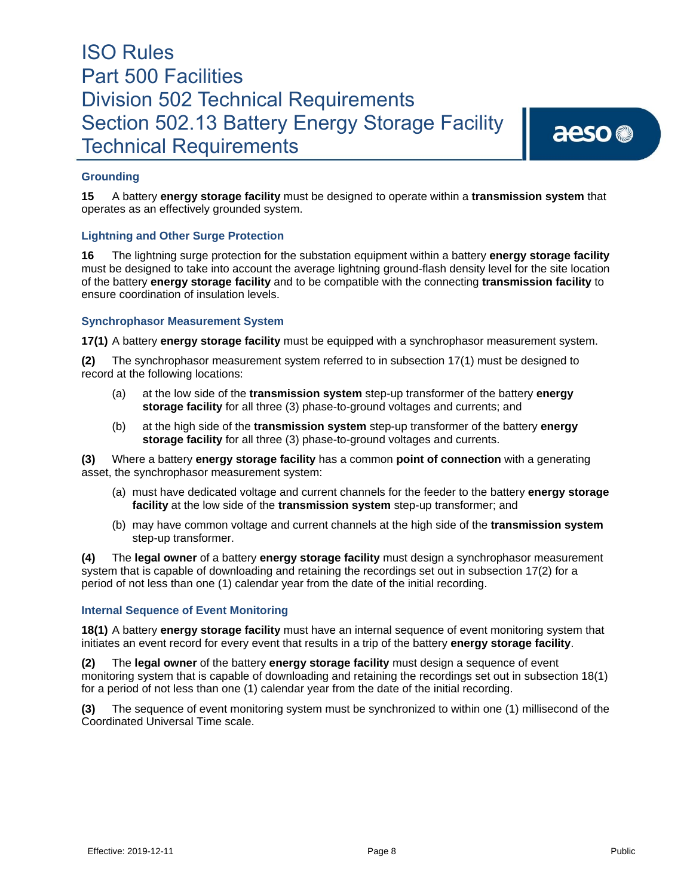### Grounding

**15** A battery **energy storage facility** must be designed to operate within a **transmission system** that operates as an effectively grounded system.

### Lightning and Other Surge Protection

**16** The lightning surge protection for the substation equipment within a battery **energy storage facility** must be designed to take into account the average lightning ground-flash density level for the site location of the battery **energy storage facility** and to be compatible with the connecting **transmission facility** to ensure coordination of insulation levels.

### Synchrophasor Measurement System

**17(1)** A battery **energy storage facility** must be equipped with a synchrophasor measurement system.

**(2)** The synchrophasor measurement system referred to in subsection 17(1) must be designed to record at the following locations:

(a) at the low side of the **transmission system** step-up transformer of the battery **energy storage facility** for all three (3) phase-to-ground voltages and currents; and

(b) at the high side of the **transmission system** step-up transformer of the battery **energy storage facility** for all three (3) phase-to-ground voltages and currents.

**(3)** Where a battery **energy storage facility** has a common **point of connection** with a generating asset, the synchrophasor measurement system:

(a) must have dedicated voltage and current channels for the feeder to the battery **energy storage facility** at the low side of the **transmission system** step-up transformer; and

(b) may have common voltage and current channels at the high side of the **transmission system** step-up transformer.

**(4)** The **legal owner** of a battery **energy storage facility** must design a synchrophasor measurement system that is capable of downloading and retaining the recordings set out in subsection 17(2) for a period of not less than one (1) calendar year from the date of the initial recording.

### Internal Sequence of Event Monitoring

**18(1)** A battery **energy storage facility** must have an internal sequence of event monitoring system that initiates an event record for every event that results in a trip of the battery **energy storage facility**.

**(2)** The **legal owner** of the battery **energy storage facility** must design a sequence of event monitoring system that is capable of downloading and retaining the recordings set out in subsection 18(1) for a period of not less than one (1) calendar year from the date of the initial recording.

**(3)** The sequence of event monitoring system must be synchronized to within one (1) millisecond of the Coordinated Universal Time scale.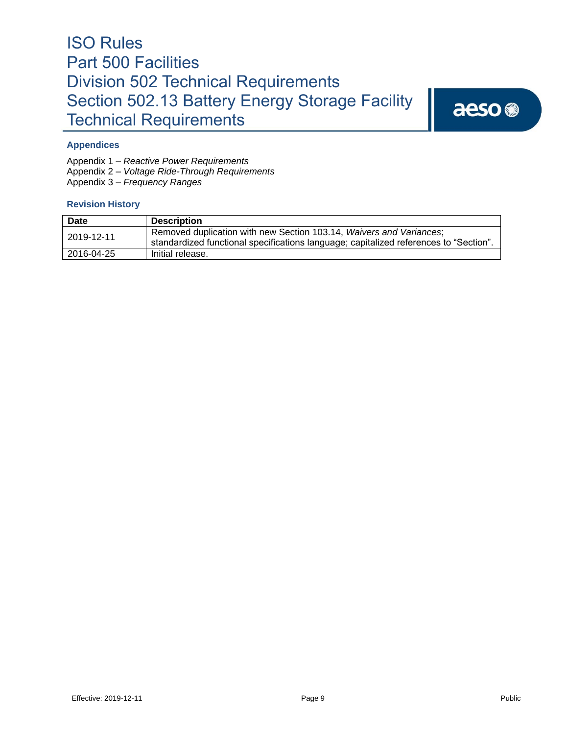### Appendices

Appendix 1 – *Reactive Power Requirements*
Appendix 2 – *Voltage Ride-Through Requirements*
Appendix 3 – *Frequency Ranges*

### Revision History

| Date | Description |
|---|---|
| 2019-12-11 | Removed duplication with new Section 103.14, *Waivers and Variances*; standardized functional specifications language; capitalized references to "Section". |
| 2016-04-25 | Initial release. |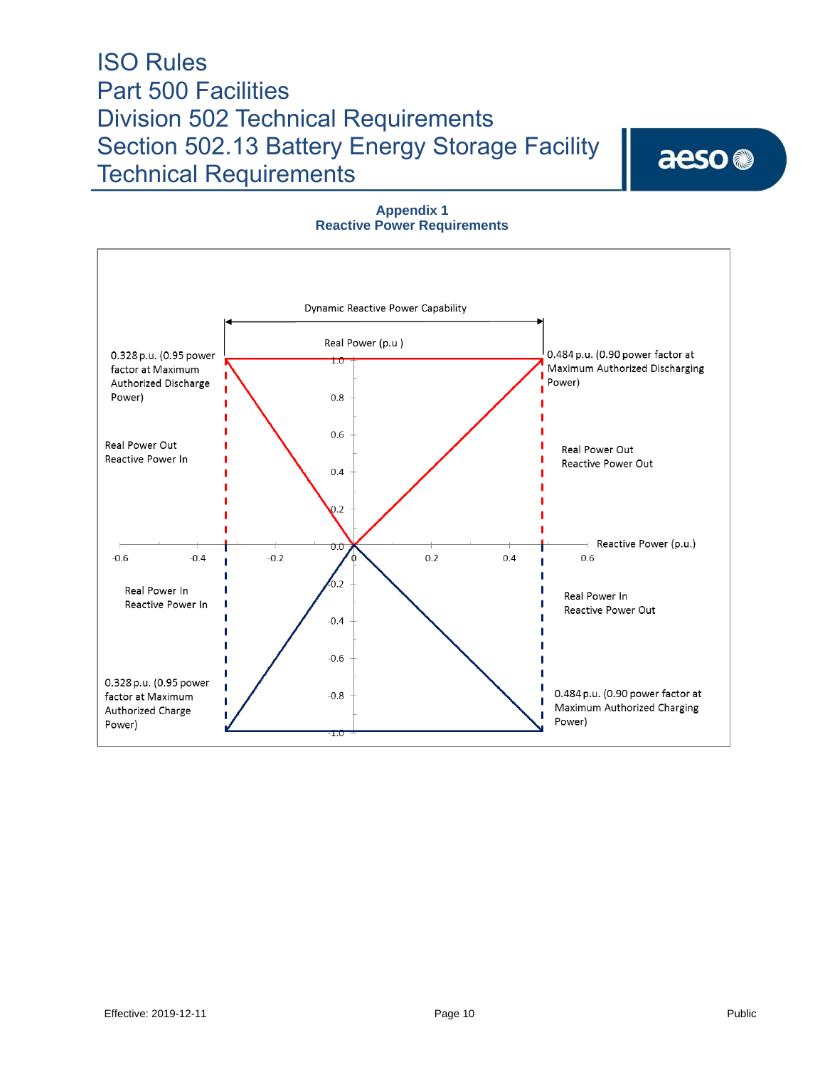## Appendix 1
## Reactive Power Requirements

Dynamic Reactive Power Capability

Real Power (p.u )

0.328 p.u. (0.95 power factor at Maximum Authorized Discharge Power)

0.484 p.u. (0.90 power factor at Maximum Authorized Discharging Power)

Real Power Out
Reactive Power In

Real Power Out
Reactive Power Out

Reactive Power (p.u.)

Real Power In
Reactive Power In

Real Power In
Reactive Power Out

0.328 p.u. (0.95 power factor at Maximum Authorized Charge Power)

0.484 p.u. (0.90 power factor at Maximum Authorized Charging Power)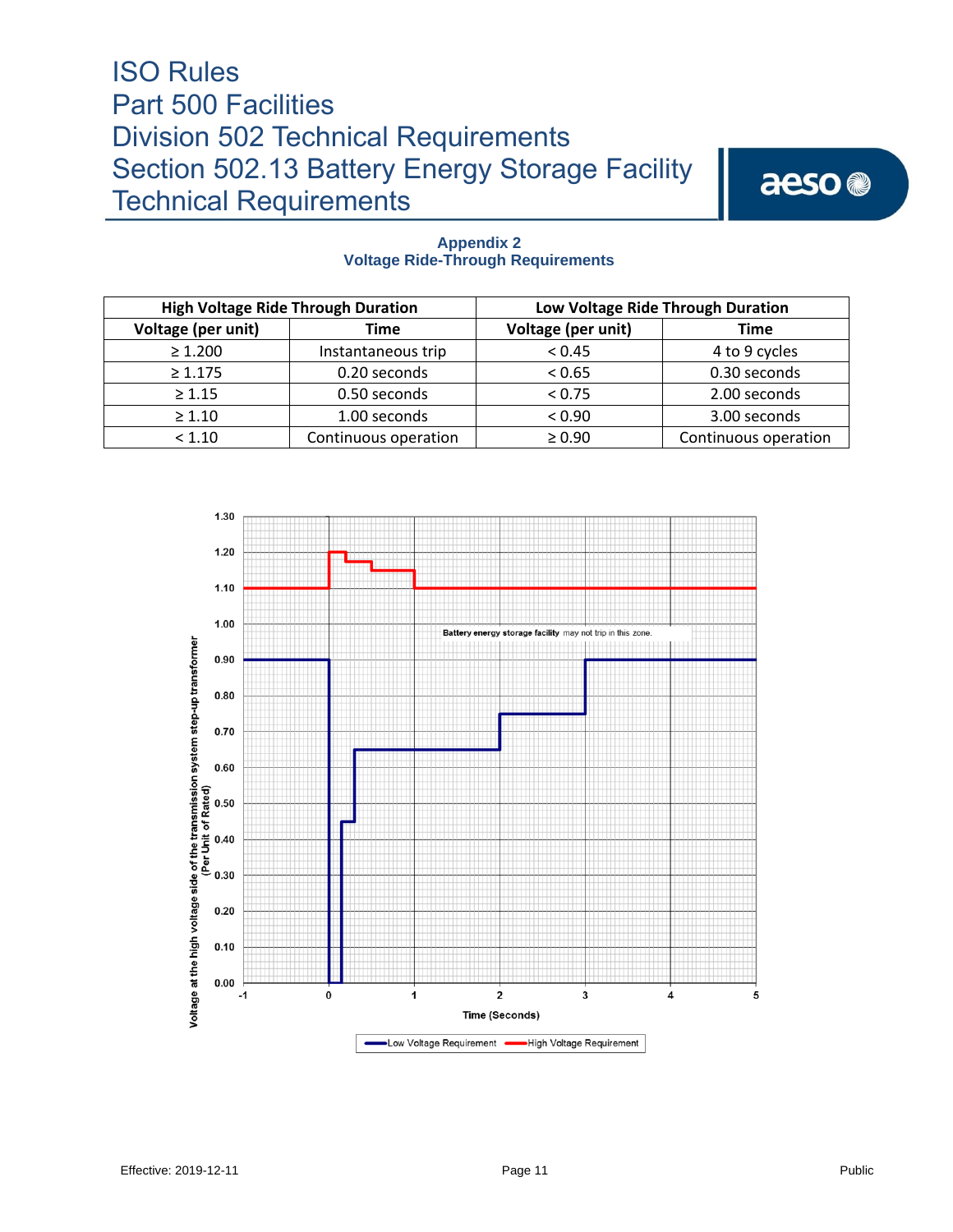## Appendix 2
## Voltage Ride-Through Requirements

| High Voltage Ride Through Duration | | Low Voltage Ride Through Duration | |
|---|---|---|---|
| **Voltage (per unit)** | **Time** | **Voltage (per unit)** | **Time** |
| ≥ 1.200 | Instantaneous trip | < 0.45 | 4 to 9 cycles |
| ≥ 1.175 | 0.20 seconds | < 0.65 | 0.30 seconds |
| ≥ 1.15 | 0.50 seconds | < 0.75 | 2.00 seconds |
| ≥ 1.10 | 1.00 seconds | < 0.90 | 3.00 seconds |
| < 1.10 | Continuous operation | ≥ 0.90 | Continuous operation |

Battery energy storage facility may not trip in this zone.

Voltage at the high voltage side of the transmission system step-up transformer (Per Unit of Rated)

Time (Seconds)

Low Voltage Requirement — High Voltage Requirement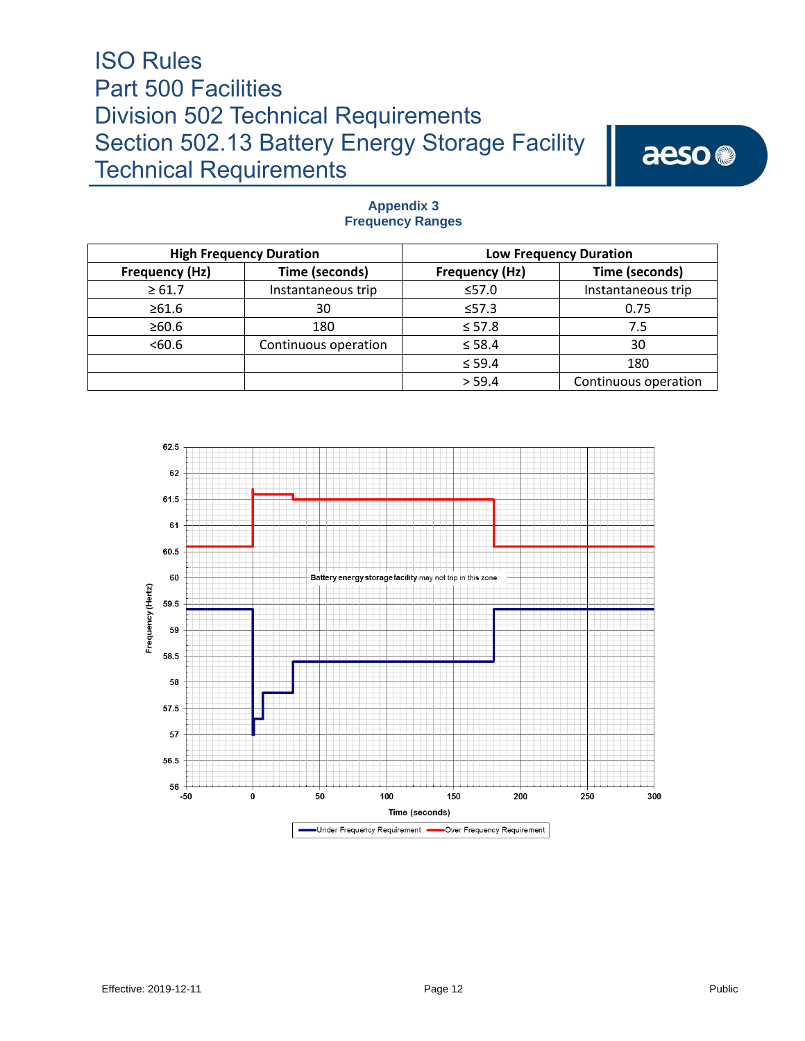## Appendix 3
## Frequency Ranges

| High Frequency Duration | | Low Frequency Duration | |
|---|---|---|---|
| **Frequency (Hz)** | **Time (seconds)** | **Frequency (Hz)** | **Time (seconds)** |
| ≥ 61.7 | Instantaneous trip | ≤57.0 | Instantaneous trip |
| ≥61.6 | 30 | ≤57.3 | 0.75 |
| ≥60.6 | 180 | ≤ 57.8 | 7.5 |
| <60.6 | Continuous operation | ≤ 58.4 | 30 |
| | | ≤ 59.4 | 180 |
| | | > 59.4 | Continuous operation |

Frequency (Hertz)

62.5
62
61.5
61
60.5
60
59.5
59
58.5
58
57.5
57
56.5
56

-50
0
50
100
150
200
250
300

Time (seconds)

Battery energy storage facility may not trip in this zone

Under Frequency Requirement
Over Frequency Requirement